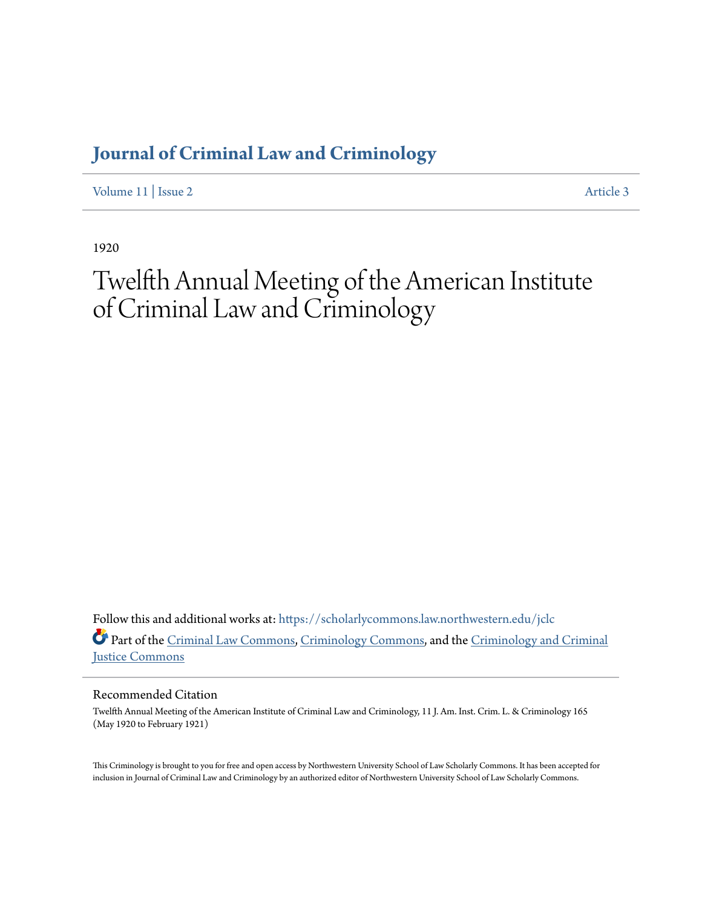# Journal of Criminal Law and Criminology

Volume 11 | Issue 2 Article 3

1920

# Twelfth Annual Meeting of the American Institute of Criminal Law and Criminology

Follow this and additional works at: https://scholarlycommons.law.northwestern.edu/jclc

Part of the Criminal Law Commons, Criminology Commons, and the Criminology and Criminal Justice Commons

## Recommended Citation

Twelfth Annual Meeting of the American Institute of Criminal Law and Criminology, 11 J. Am. Inst. Crim. L. & Criminology 165 (May 1920 to February 1921)

This Criminology is brought to you for free and open access by Northwestern University School of Law Scholarly Commons. It has been accepted for inclusion in Journal of Criminal Law and Criminology by an authorized editor of Northwestern University School of Law Scholarly Commons.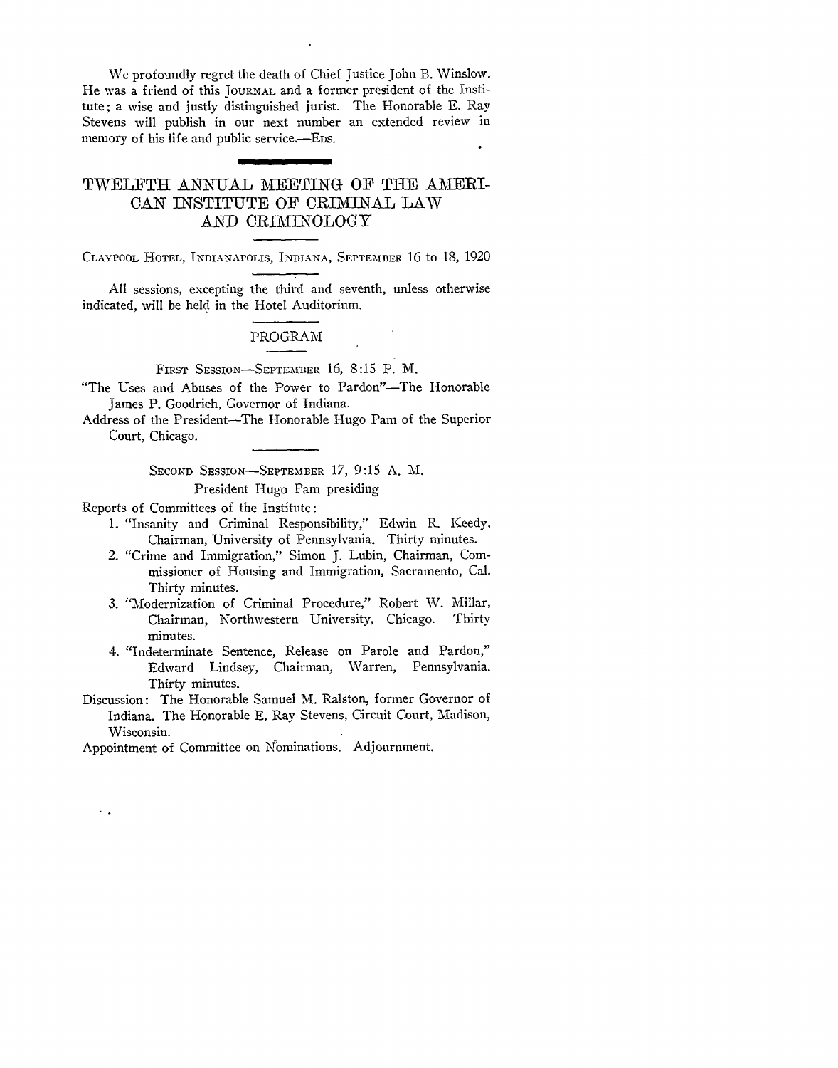We profoundly regret the death of Chief Justice John B. Winslow. He was a friend of this JOURNAL and a former president of the Institute; a wise and justly distinguished jurist. The Honorable E. Ray Stevens will publish in our next number an extended review in memory of his life and public service.—EDS.

# TWELFTH ANNUAL MEETING OF THE AMERICAN INSTITUTE OF CRIMINAL LAW AND CRIMINOLOGY

CLAYPOOL HOTEL, INDIANAPOLIS, INDIANA, SEPTEMBER 16 to 18, 1920

All sessions, excepting the third and seventh, unless otherwise indicated, will be held in the Hotel Auditorium.

## PROGRAM

### FIRST SESSION—SEPTEMBER 16, 8:15 P. M.

"The Uses and Abuses of the Power to Pardon"—The Honorable James P. Goodrich, Governor of Indiana.

Address of the President—The Honorable Hugo Pam of the Superior Court, Chicago.

### SECOND SESSION—SEPTEMBER 17, 9:15 A. M.

President Hugo Pam presiding

Reports of Committees of the Institute:

1. "Insanity and Criminal Responsibility," Edwin R. Keedy, Chairman, University of Pennsylvania. Thirty minutes.
2. "Crime and Immigration," Simon J. Lubin, Chairman, Commissioner of Housing and Immigration, Sacramento, Cal. Thirty minutes.
3. "Modernization of Criminal Procedure," Robert W. Millar, Chairman, Northwestern University, Chicago. Thirty minutes.
4. "Indeterminate Sentence, Release on Parole and Pardon," Edward Lindsey, Chairman, Warren, Pennsylvania. Thirty minutes.

Discussion: The Honorable Samuel M. Ralston, former Governor of Indiana. The Honorable E. Ray Stevens, Circuit Court, Madison, Wisconsin.

Appointment of Committee on Nominations. Adjournment.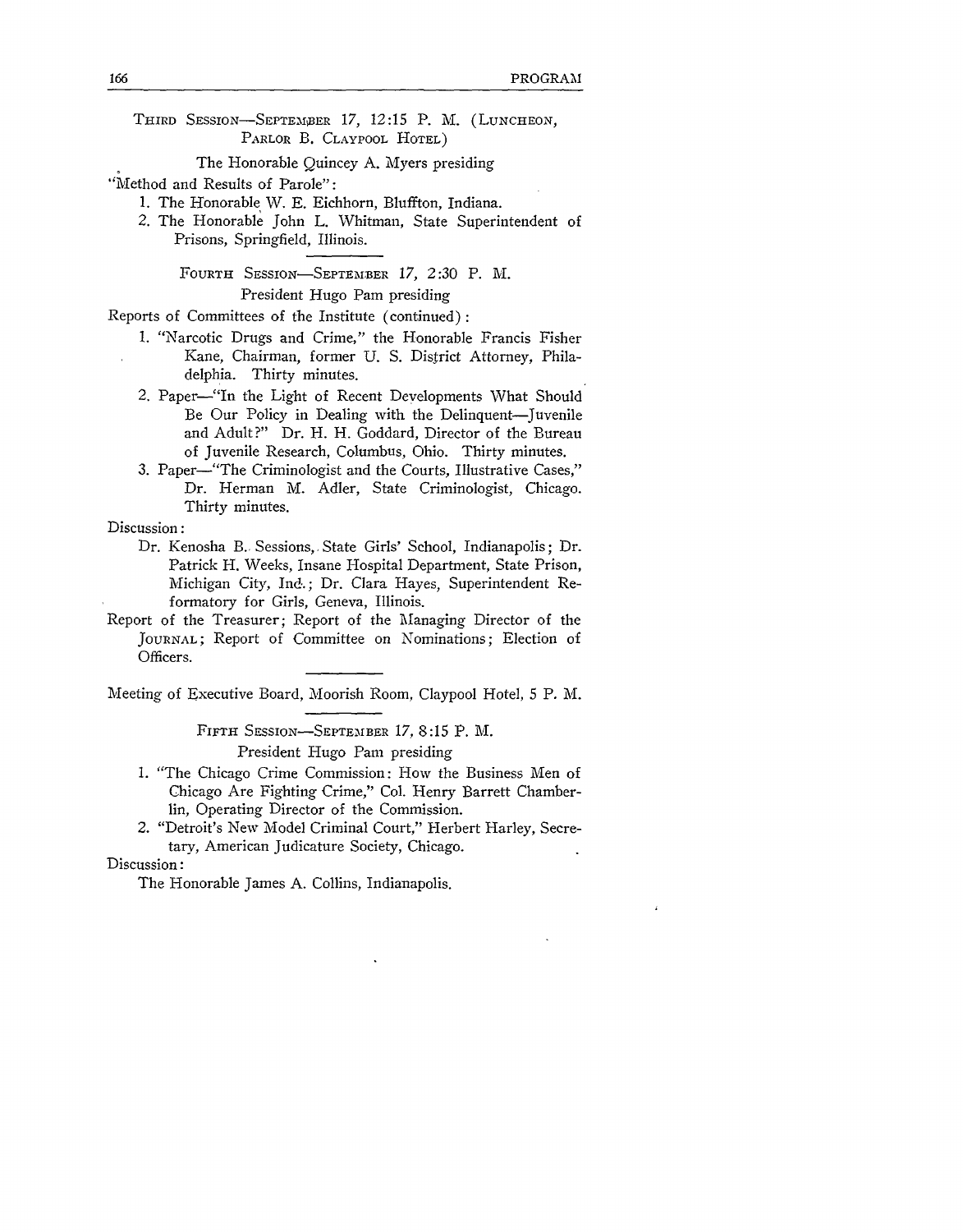THIRD SESSION—SEPTEMBER 17, 12:15 P. M. (LUNCHEON, PARLOR B. CLAYPOOL HOTEL)

The Honorable Quincey A. Myers presiding

"Method and Results of Parole":

1. The Honorable W. E. Eichhorn, Bluffton, Indiana.
2. The Honorable John L. Whitman, State Superintendent of Prisons, Springfield, Illinois.

---

FOURTH SESSION—SEPTEMBER 17, 2:30 P. M.

President Hugo Pam presiding

Reports of Committees of the Institute (continued):

1. "Narcotic Drugs and Crime," the Honorable Francis Fisher Kane, Chairman, former U. S. District Attorney, Philadelphia. Thirty minutes.
2. Paper—"In the Light of Recent Developments What Should Be Our Policy in Dealing with the Delinquent—Juvenile and Adult?" Dr. H. H. Goddard, Director of the Bureau of Juvenile Research, Columbus, Ohio. Thirty minutes.
3. Paper—"The Criminologist and the Courts, Illustrative Cases," Dr. Herman M. Adler, State Criminologist, Chicago. Thirty minutes.

Discussion:

Dr. Kenosha B. Sessions, State Girls' School, Indianapolis; Dr. Patrick H. Weeks, Insane Hospital Department, State Prison, Michigan City, Ind.; Dr. Clara Hayes, Superintendent Reformatory for Girls, Geneva, Illinois.

Report of the Treasurer; Report of the Managing Director of the JOURNAL; Report of Committee on Nominations; Election of Officers.

---

Meeting of Executive Board, Moorish Room, Claypool Hotel, 5 P. M.

---

FIFTH SESSION—SEPTEMBER 17, 8:15 P. M.

President Hugo Pam presiding

1. "The Chicago Crime Commission: How the Business Men of Chicago Are Fighting Crime," Col. Henry Barrett Chamberlin, Operating Director of the Commission.
2. "Detroit's New Model Criminal Court," Herbert Harley, Secretary, American Judicature Society, Chicago.

Discussion:

The Honorable James A. Collins, Indianapolis.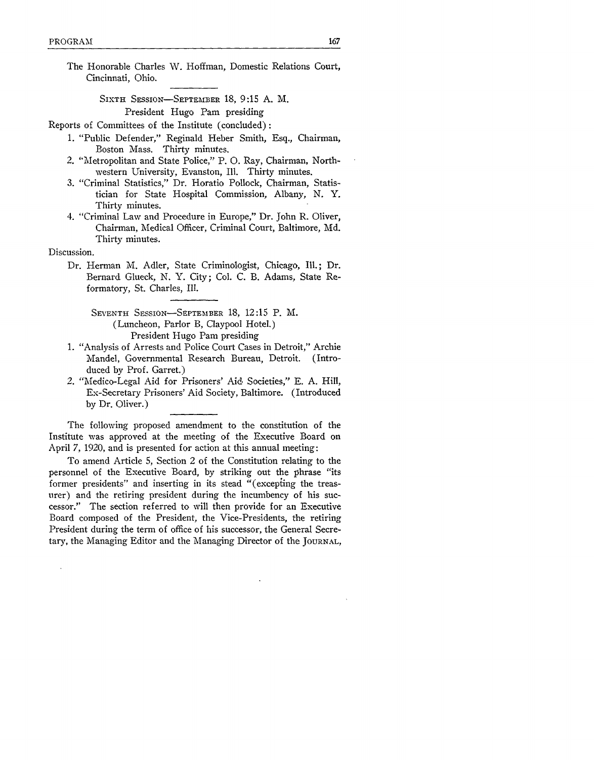The Honorable Charles W. Hoffman, Domestic Relations Court, Cincinnati, Ohio.

SIXTH SESSION—SEPTEMBER 18, 9:15 A. M.

President Hugo Pam presiding

Reports of Committees of the Institute (concluded):

1. "Public Defender," Reginald Heber Smith, Esq., Chairman, Boston Mass. Thirty minutes.
2. "Metropolitan and State Police," P. O. Ray, Chairman, Northwestern University, Evanston, Ill. Thirty minutes.
3. "Criminal Statistics," Dr. Horatio Pollock, Chairman, Statistician for State Hospital Commission, Albany, N. Y. Thirty minutes.
4. "Criminal Law and Procedure in Europe," Dr. John R. Oliver, Chairman, Medical Officer, Criminal Court, Baltimore, Md. Thirty minutes.

Discussion.

Dr. Herman M. Adler, State Criminologist, Chicago, Ill.; Dr. Bernard Glueck, N. Y. City; Col. C. B. Adams, State Reformatory, St. Charles, Ill.

SEVENTH SESSION—SEPTEMBER 18, 12:15 P. M.

(Luncheon, Parlor B, Claypool Hotel.)

President Hugo Pam presiding

1. "Analysis of Arrests and Police Court Cases in Detroit," Archie Mandel, Governmental Research Bureau, Detroit. (Introduced by Prof. Garret.)
2. "Medico-Legal Aid for Prisoners' Aid Societies," E. A. Hill, Ex-Secretary Prisoners' Aid Society, Baltimore. (Introduced by Dr. Oliver.)

The following proposed amendment to the constitution of the Institute was approved at the meeting of the Executive Board on April 7, 1920, and is presented for action at this annual meeting:

To amend Article 5, Section 2 of the Constitution relating to the personnel of the Executive Board, by striking out the phrase "its former presidents" and inserting in its stead "(excepting the treasurer) and the retiring president during the incumbency of his successor." The section referred to will then provide for an Executive Board composed of the President, the Vice-Presidents, the retiring President during the term of office of his successor, the General Secretary, the Managing Editor and the Managing Director of the JOURNAL,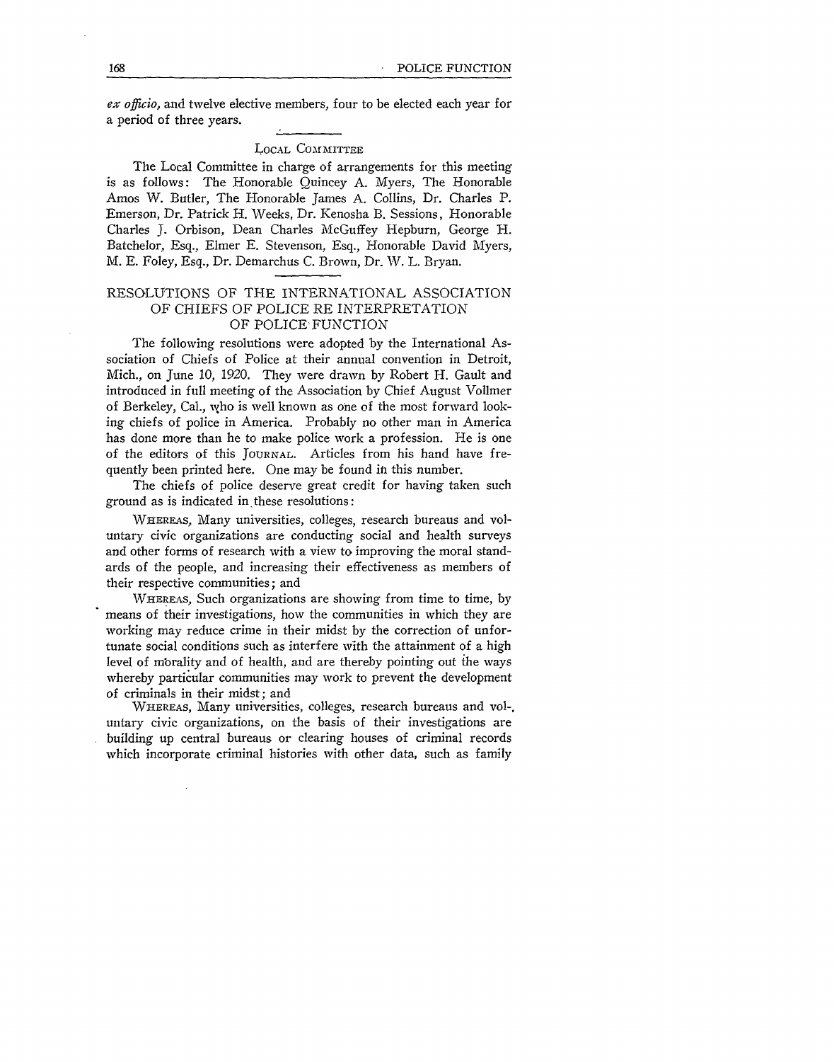*ex officio*, and twelve elective members, four to be elected each year for a period of three years.

### Local Committee

The Local Committee in charge of arrangements for this meeting is as follows: The Honorable Quincey A. Myers, The Honorable Amos W. Butler, The Honorable James A. Collins, Dr. Charles P. Emerson, Dr. Patrick H. Weeks, Dr. Kenosha B. Sessions, Honorable Charles J. Orbison, Dean Charles McGuffey Hepburn, George H. Batchelor, Esq., Elmer E. Stevenson, Esq., Honorable David Myers, M. E. Foley, Esq., Dr. Demarchus C. Brown, Dr. W. L. Bryan.

## RESOLUTIONS OF THE INTERNATIONAL ASSOCIATION OF CHIEFS OF POLICE RE INTERPRETATION OF POLICE FUNCTION

The following resolutions were adopted by the International Association of Chiefs of Police at their annual convention in Detroit, Mich., on June 10, 1920. They were drawn by Robert H. Gault and introduced in full meeting of the Association by Chief August Vollmer of Berkeley, Cal., who is well known as one of the most forward looking chiefs of police in America. Probably no other man in America has done more than he to make police work a profession. He is one of the editors of this Journal. Articles from his hand have frequently been printed here. One may be found in this number.

The chiefs of police deserve great credit for having taken such ground as is indicated in these resolutions:

Whereas, Many universities, colleges, research bureaus and voluntary civic organizations are conducting social and health surveys and other forms of research with a view to improving the moral standards of the people, and increasing their effectiveness as members of their respective communities; and

Whereas, Such organizations are showing from time to time, by means of their investigations, how the communities in which they are working may reduce crime in their midst by the correction of unfortunate social conditions such as interfere with the attainment of a high level of morality and of health, and are thereby pointing out the ways whereby particular communities may work to prevent the development of criminals in their midst; and

Whereas, Many universities, colleges, research bureaus and voluntary civic organizations, on the basis of their investigations are building up central bureaus or clearing houses of criminal records which incorporate criminal histories with other data, such as family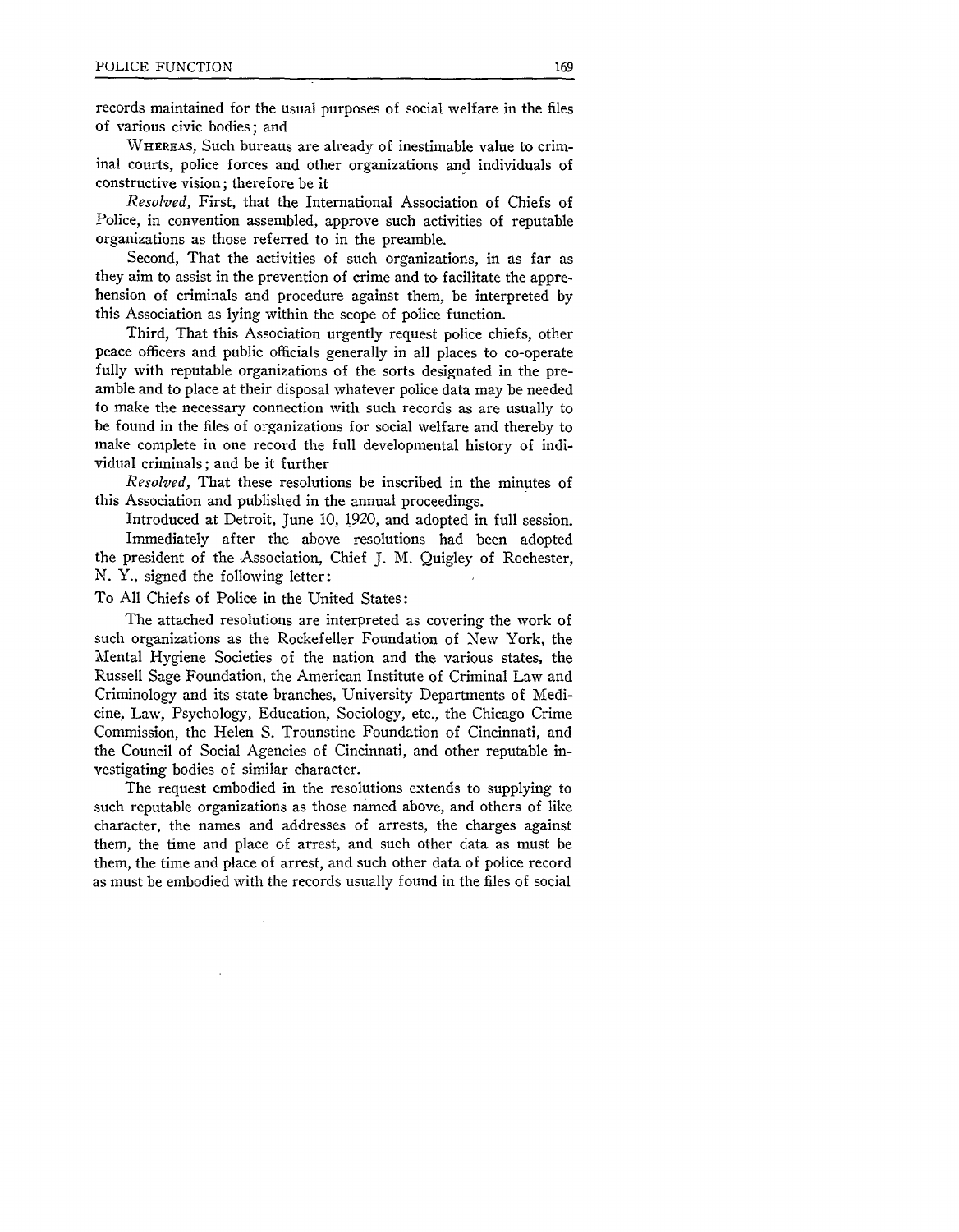records maintained for the usual purposes of social welfare in the files of various civic bodies; and

WHEREAS, Such bureaus are already of inestimable value to criminal courts, police forces and other organizations and individuals of constructive vision; therefore be it

*Resolved,* First, that the International Association of Chiefs of Police, in convention assembled, approve such activities of reputable organizations as those referred to in the preamble.

Second, That the activities of such organizations, in as far as they aim to assist in the prevention of crime and to facilitate the apprehension of criminals and procedure against them, be interpreted by this Association as lying within the scope of police function.

Third, That this Association urgently request police chiefs, other peace officers and public officials generally in all places to co-operate fully with reputable organizations of the sorts designated in the preamble and to place at their disposal whatever police data may be needed to make the necessary connection with such records as are usually to be found in the files of organizations for social welfare and thereby to make complete in one record the full developmental history of individual criminals; and be it further

*Resolved,* That these resolutions be inscribed in the minutes of this Association and published in the annual proceedings.

Introduced at Detroit, June 10, 1920, and adopted in full session.

Immediately after the above resolutions had been adopted the president of the Association, Chief J. M. Quigley of Rochester, N. Y., signed the following letter:

To All Chiefs of Police in the United States:

The attached resolutions are interpreted as covering the work of such organizations as the Rockefeller Foundation of New York, the Mental Hygiene Societies of the nation and the various states, the Russell Sage Foundation, the American Institute of Criminal Law and Criminology and its state branches, University Departments of Medicine, Law, Psychology, Education, Sociology, etc., the Chicago Crime Commission, the Helen S. Trounstine Foundation of Cincinnati, and the Council of Social Agencies of Cincinnati, and other reputable investigating bodies of similar character.

The request embodied in the resolutions extends to supplying to such reputable organizations as those named above, and others of like character, the names and addresses of arrests, the charges against them, the time and place of arrest, and such other data as must be them, the time and place of arrest, and such other data of police record as must be embodied with the records usually found in the files of social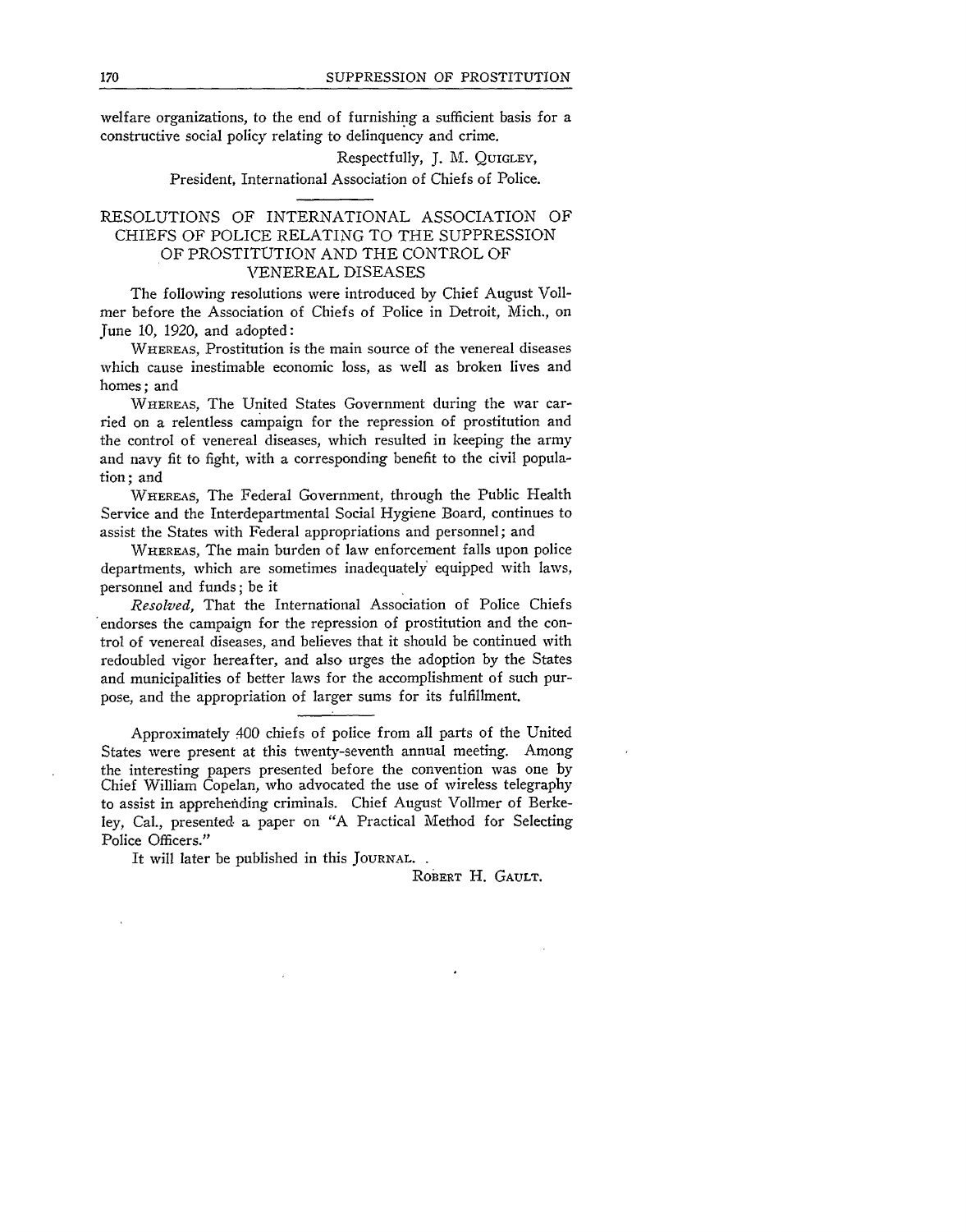welfare organizations, to the end of furnishing a sufficient basis for a constructive social policy relating to delinquency and crime.

Respectfully, J. M. QUIGLEY,

President, International Association of Chiefs of Police.

## RESOLUTIONS OF INTERNATIONAL ASSOCIATION OF CHIEFS OF POLICE RELATING TO THE SUPPRESSION OF PROSTITUTION AND THE CONTROL OF VENEREAL DISEASES

The following resolutions were introduced by Chief August Vollmer before the Association of Chiefs of Police in Detroit, Mich., on June 10, 1920, and adopted:

WHEREAS, Prostitution is the main source of the venereal diseases which cause inestimable economic loss, as well as broken lives and homes; and

WHEREAS, The United States Government during the war carried on a relentless campaign for the repression of prostitution and the control of venereal diseases, which resulted in keeping the army and navy fit to fight, with a corresponding benefit to the civil population; and

WHEREAS, The Federal Government, through the Public Health Service and the Interdepartmental Social Hygiene Board, continues to assist the States with Federal appropriations and personnel; and

WHEREAS, The main burden of law enforcement falls upon police departments, which are sometimes inadequately equipped with laws, personnel and funds; be it

*Resolved*, That the International Association of Police Chiefs endorses the campaign for the repression of prostitution and the control of venereal diseases, and believes that it should be continued with redoubled vigor hereafter, and also urges the adoption by the States and municipalities of better laws for the accomplishment of such purpose, and the appropriation of larger sums for its fulfillment.

---

Approximately 400 chiefs of police from all parts of the United States were present at this twenty-seventh annual meeting. Among the interesting papers presented before the convention was one by Chief William Copelan, who advocated the use of wireless telegraphy to assist in apprehending criminals. Chief August Vollmer of Berkeley, Cal., presented a paper on "A Practical Method for Selecting Police Officers."

It will later be published in this JOURNAL.

ROBERT H. GAULT.